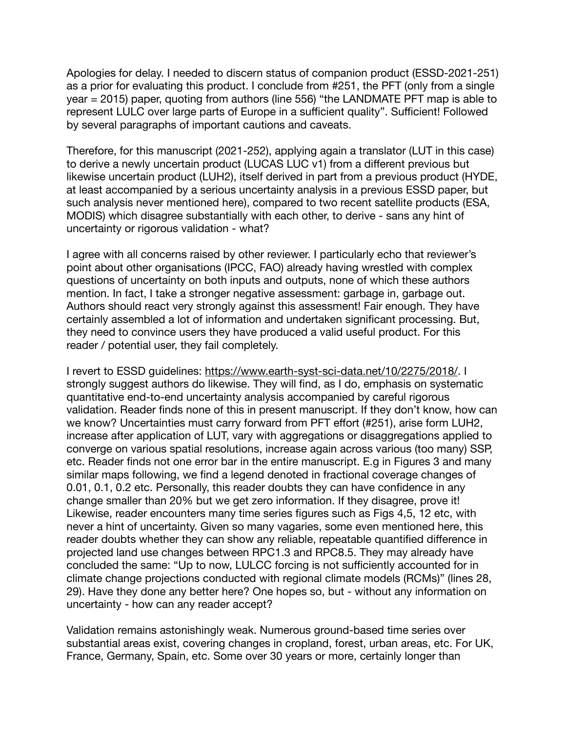Apologies for delay. I needed to discern status of companion product (ESSD-2021-251) as a prior for evaluating this product. I conclude from #251, the PFT (only from a single year = 2015) paper, quoting from authors (line 556) "the LANDMATE PFT map is able to represent LULC over large parts of Europe in a sufficient quality". Sufficient! Followed by several paragraphs of important cautions and caveats.

Therefore, for this manuscript (2021-252), applying again a translator (LUT in this case) to derive a newly uncertain product (LUCAS LUC v1) from a different previous but likewise uncertain product (LUH2), itself derived in part from a previous product (HYDE, at least accompanied by a serious uncertainty analysis in a previous ESSD paper, but such analysis never mentioned here), compared to two recent satellite products (ESA, MODIS) which disagree substantially with each other, to derive - sans any hint of uncertainty or rigorous validation - what?

I agree with all concerns raised by other reviewer. I particularly echo that reviewer's point about other organisations (IPCC, FAO) already having wrestled with complex questions of uncertainty on both inputs and outputs, none of which these authors mention. In fact, I take a stronger negative assessment: garbage in, garbage out. Authors should react very strongly against this assessment! Fair enough. They have certainly assembled a lot of information and undertaken significant processing. But, they need to convince users they have produced a valid useful product. For this reader / potential user, they fail completely.

I revert to ESSD guidelines: https://www.earth-syst-sci-data.net/10/2275/2018/. I strongly suggest authors do likewise. They will find, as I do, emphasis on systematic quantitative end-to-end uncertainty analysis accompanied by careful rigorous validation. Reader finds none of this in present manuscript. If they don't know, how can we know? Uncertainties must carry forward from PFT effort (#251), arise form LUH2, increase after application of LUT, vary with aggregations or disaggregations applied to converge on various spatial resolutions, increase again across various (too many) SSP, etc. Reader finds not one error bar in the entire manuscript. E.g in Figures 3 and many similar maps following, we find a legend denoted in fractional coverage changes of 0.01, 0.1, 0.2 etc. Personally, this reader doubts they can have confidence in any change smaller than 20% but we get zero information. If they disagree, prove it! Likewise, reader encounters many time series figures such as Figs 4,5, 12 etc, with never a hint of uncertainty. Given so many vagaries, some even mentioned here, this reader doubts whether they can show any reliable, repeatable quantified difference in projected land use changes between RPC1.3 and RPC8.5. They may already have concluded the same: "Up to now, LULCC forcing is not sufficiently accounted for in climate change projections conducted with regional climate models (RCMs)" (lines 28, 29). Have they done any better here? One hopes so, but - without any information on uncertainty - how can any reader accept?

Validation remains astonishingly weak. Numerous ground-based time series over substantial areas exist, covering changes in cropland, forest, urban areas, etc. For UK, France, Germany, Spain, etc. Some over 30 years or more, certainly longer than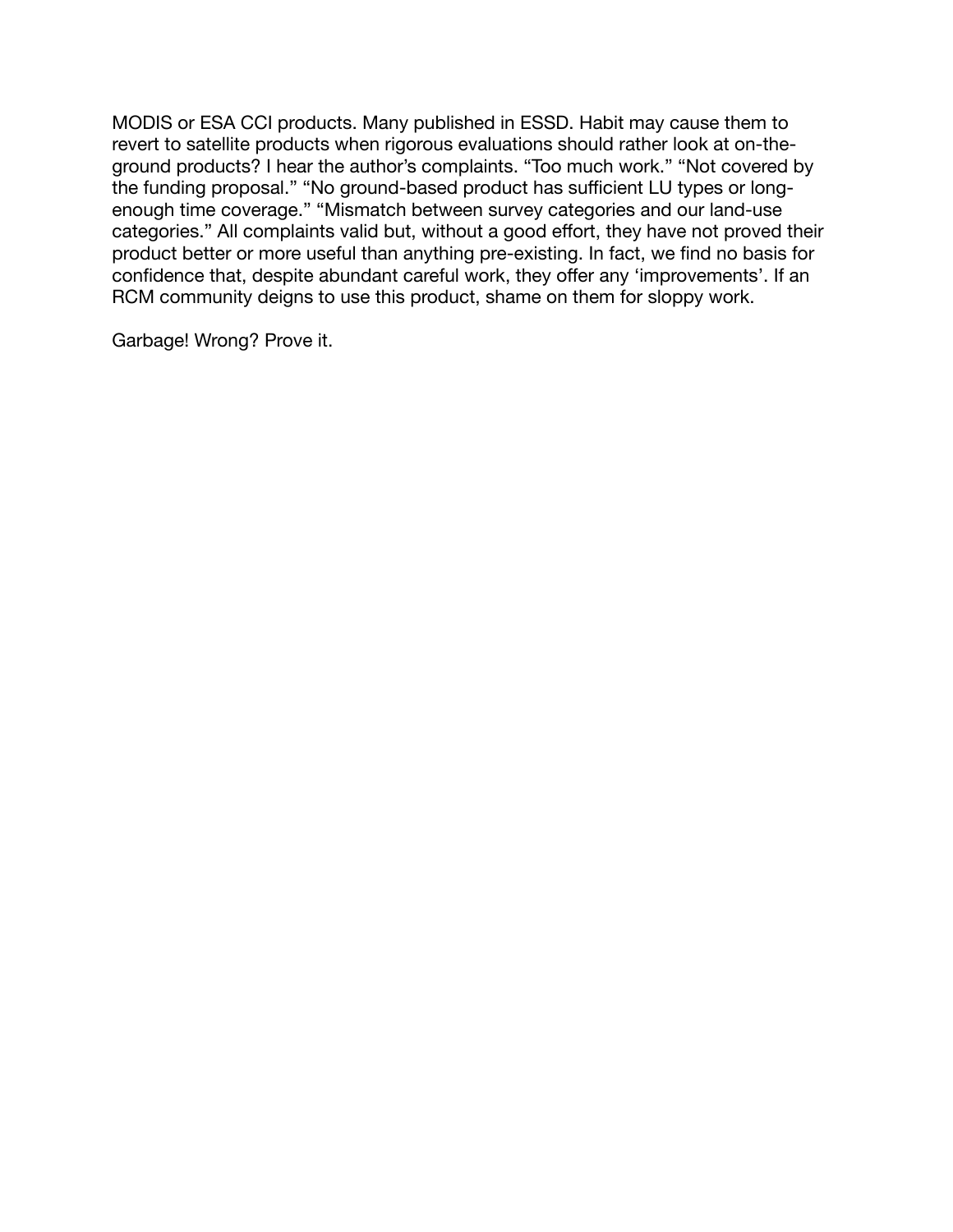MODIS or ESA CCI products. Many published in ESSD. Habit may cause them to revert to satellite products when rigorous evaluations should rather look at on-the-ground products? I hear the author's complaints. "Too much work." "Not covered by the funding proposal." "No ground-based product has sufficient LU types or long-enough time coverage." "Mismatch between survey categories and our land-use categories." All complaints valid but, without a good effort, they have not proved their product better or more useful than anything pre-existing. In fact, we find no basis for confidence that, despite abundant careful work, they offer any 'improvements'. If an RCM community deigns to use this product, shame on them for sloppy work.

Garbage! Wrong? Prove it.